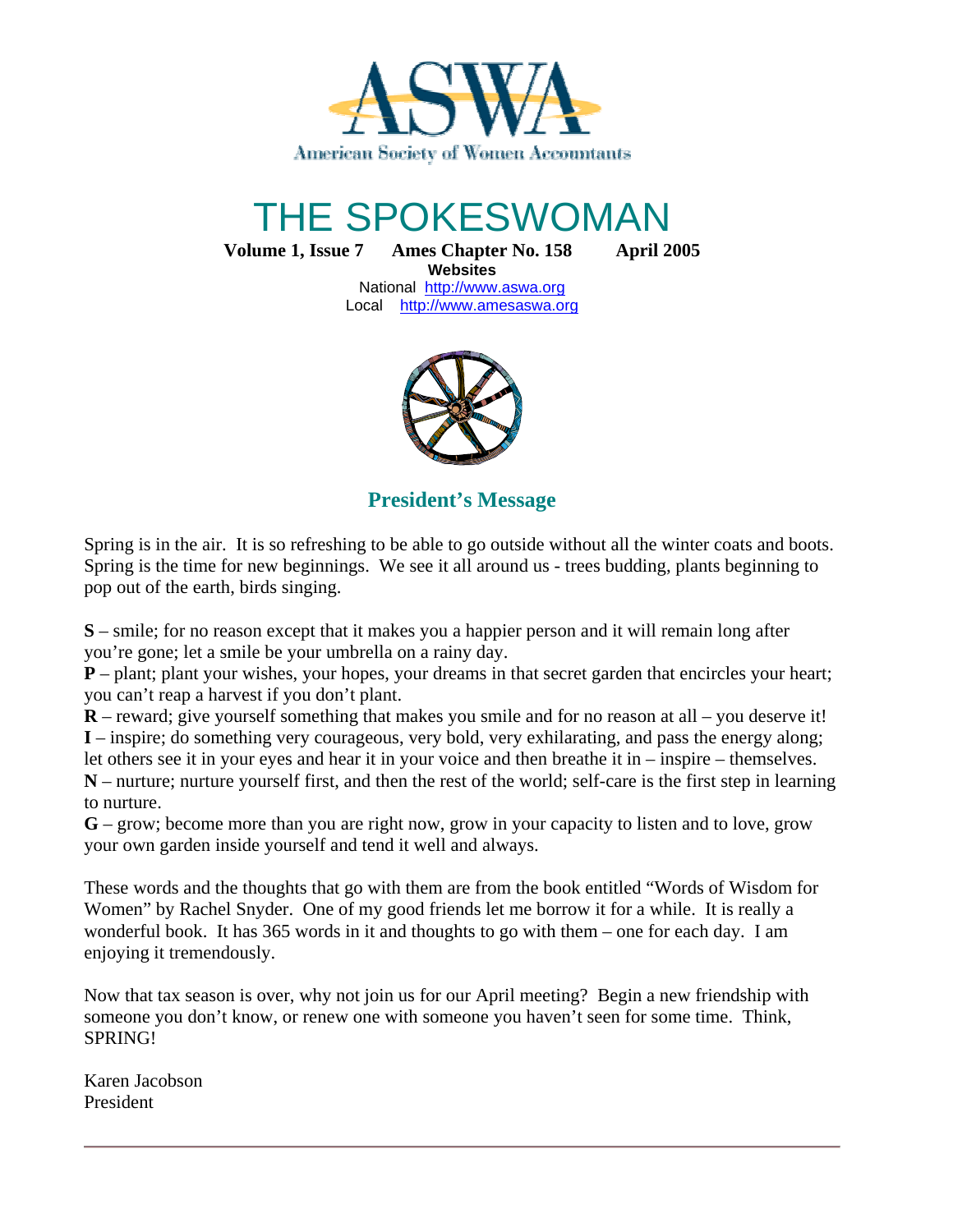ASWA

American Society of Women Accountants

# THE SPOKESWOMAN

**Volume 1, Issue 7 Ames Chapter No. 158 April 2005**

**Websites**

National http://www.aswa.org

Local http://www.amesaswa.org

## President's Message

Spring is in the air. It is so refreshing to be able to go outside without all the winter coats and boots. Spring is the time for new beginnings. We see it all around us - trees budding, plants beginning to pop out of the earth, birds singing.

**S** – smile; for no reason except that it makes you a happier person and it will remain long after you're gone; let a smile be your umbrella on a rainy day.
**P** – plant; plant your wishes, your hopes, your dreams in that secret garden that encircles your heart; you can't reap a harvest if you don't plant.
**R** – reward; give yourself something that makes you smile and for no reason at all – you deserve it!
**I** – inspire; do something very courageous, very bold, very exhilarating, and pass the energy along; let others see it in your eyes and hear it in your voice and then breathe it in – inspire – themselves.
**N** – nurture; nurture yourself first, and then the rest of the world; self-care is the first step in learning to nurture.
**G** – grow; become more than you are right now, grow in your capacity to listen and to love, grow your own garden inside yourself and tend it well and always.

These words and the thoughts that go with them are from the book entitled "Words of Wisdom for Women" by Rachel Snyder. One of my good friends let me borrow it for a while. It is really a wonderful book. It has 365 words in it and thoughts to go with them – one for each day. I am enjoying it tremendously.

Now that tax season is over, why not join us for our April meeting? Begin a new friendship with someone you don't know, or renew one with someone you haven't seen for some time. Think, SPRING!

Karen Jacobson
President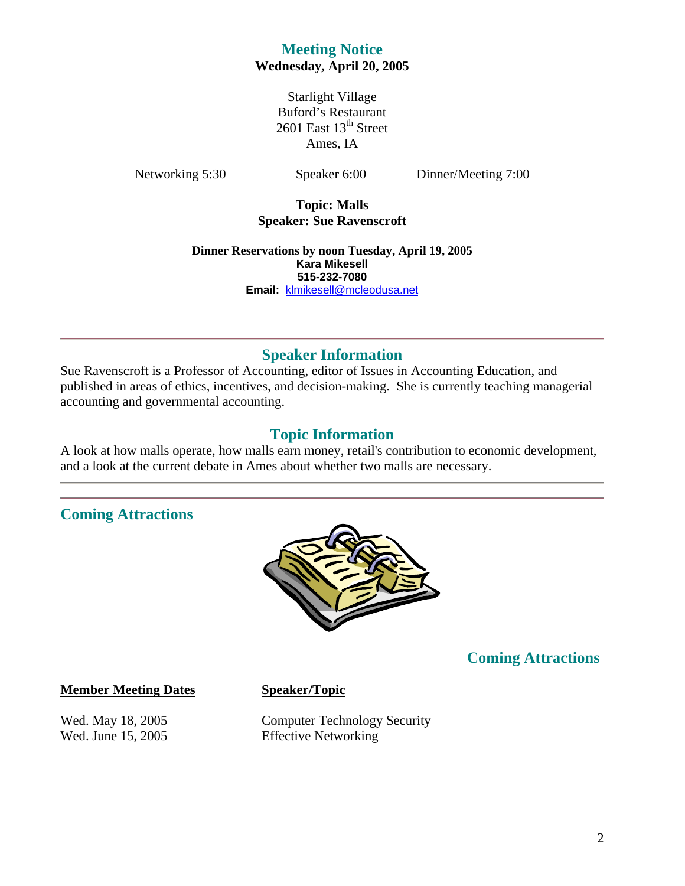## Meeting Notice

**Wednesday, April 20, 2005**

Starlight Village
Buford's Restaurant
2601 East 13th Street
Ames, IA

Networking 5:30 | Speaker 6:00 | Dinner/Meeting 7:00

**Topic: Malls**
**Speaker: Sue Ravenscroft**

**Dinner Reservations by noon Tuesday, April 19, 2005**
**Kara Mikesell**
**515-232-7080**
**Email:** klmikesell@mcleodusa.net

---

## Speaker Information

Sue Ravenscroft is a Professor of Accounting, editor of Issues in Accounting Education, and published in areas of ethics, incentives, and decision-making. She is currently teaching managerial accounting and governmental accounting.

## Topic Information

A look at how malls operate, how malls earn money, retail's contribution to economic development, and a look at the current debate in Ames about whether two malls are necessary.

---

## Coming Attractions

## Coming Attractions

| **Member Meeting Dates** | **Speaker/Topic** |
| --- | --- |
| Wed. May 18, 2005 | Computer Technology Security |
| Wed. June 15, 2005 | Effective Networking |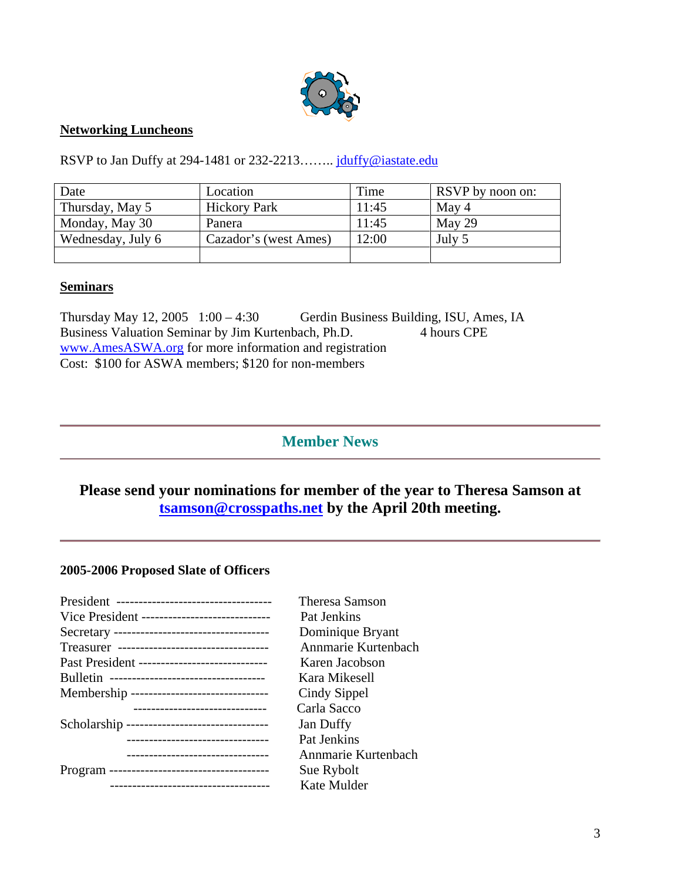**Networking Luncheons**

RSVP to Jan Duffy at 294-1481 or 232-2213…….. jduffy@iastate.edu

| Date | Location | Time | RSVP by noon on: |
|---|---|---|---|
| Thursday, May 5 | Hickory Park | 11:45 | May 4 |
| Monday, May 30 | Panera | 11:45 | May 29 |
| Wednesday, July 6 | Cazador's (west Ames) | 12:00 | July 5 |
| | | | |

**Seminars**

Thursday May 12, 2005 1:00 – 4:30 Gerdin Business Building, ISU, Ames, IA
Business Valuation Seminar by Jim Kurtenbach, Ph.D. 4 hours CPE
www.AmesASWA.org for more information and registration
Cost: $100 for ASWA members; $120 for non-members

## Member News

**Please send your nominations for member of the year to Theresa Samson at tsamson@crosspaths.net by the April 20th meeting.**

**2005-2006 Proposed Slate of Officers**

President ---------------------------------- Theresa Samson
Vice President ---------------------------- Pat Jenkins
Secretary ---------------------------------- Dominique Bryant
Treasurer ---------------------------------- Annmarie Kurtenbach
Past President ---------------------------- Karen Jacobson
Bulletin ----------------------------------- Kara Mikesell
Membership ------------------------------ Cindy Sippel
------------------------------ Carla Sacco
Scholarship ------------------------------- Jan Duffy
------------------------------- Pat Jenkins
------------------------------- Annmarie Kurtenbach
Program ----------------------------------- Sue Rybolt
----------------------------------- Kate Mulder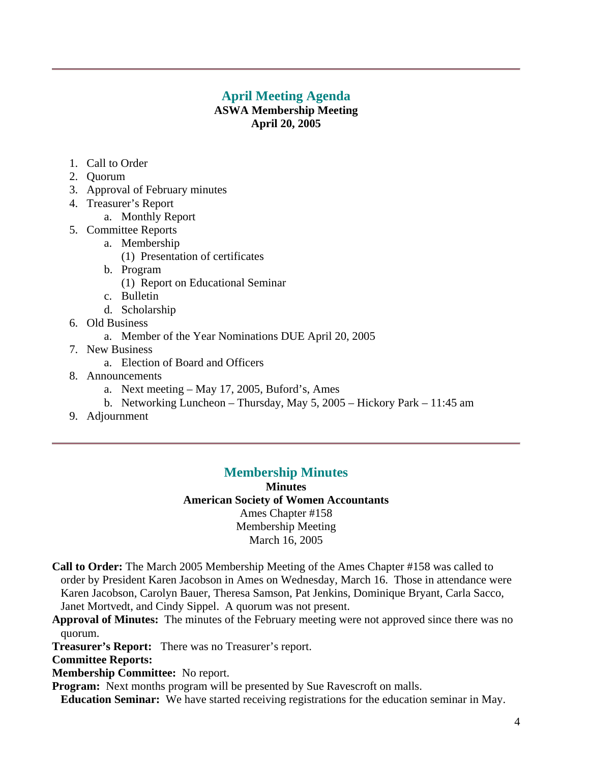---

## April Meeting Agenda

**ASWA Membership Meeting**
**April 20, 2005**

1. Call to Order
2. Quorum
3. Approval of February minutes
4. Treasurer's Report
   a. Monthly Report
5. Committee Reports
   a. Membership
      (1) Presentation of certificates
   b. Program
      (1) Report on Educational Seminar
   c. Bulletin
   d. Scholarship
6. Old Business
   a. Member of the Year Nominations DUE April 20, 2005
7. New Business
   a. Election of Board and Officers
8. Announcements
   a. Next meeting – May 17, 2005, Buford's, Ames
   b. Networking Luncheon – Thursday, May 5, 2005 – Hickory Park – 11:45 am
9. Adjournment

---

## Membership Minutes

**Minutes**
**American Society of Women Accountants**
Ames Chapter #158
Membership Meeting
March 16, 2005

**Call to Order:** The March 2005 Membership Meeting of the Ames Chapter #158 was called to order by President Karen Jacobson in Ames on Wednesday, March 16. Those in attendance were Karen Jacobson, Carolyn Bauer, Theresa Samson, Pat Jenkins, Dominique Bryant, Carla Sacco, Janet Mortvedt, and Cindy Sippel. A quorum was not present.

**Approval of Minutes:** The minutes of the February meeting were not approved since there was no quorum.

**Treasurer's Report:** There was no Treasurer's report.

**Committee Reports:**

**Membership Committee:** No report.

**Program:** Next months program will be presented by Sue Ravescroft on malls.

**Education Seminar:** We have started receiving registrations for the education seminar in May.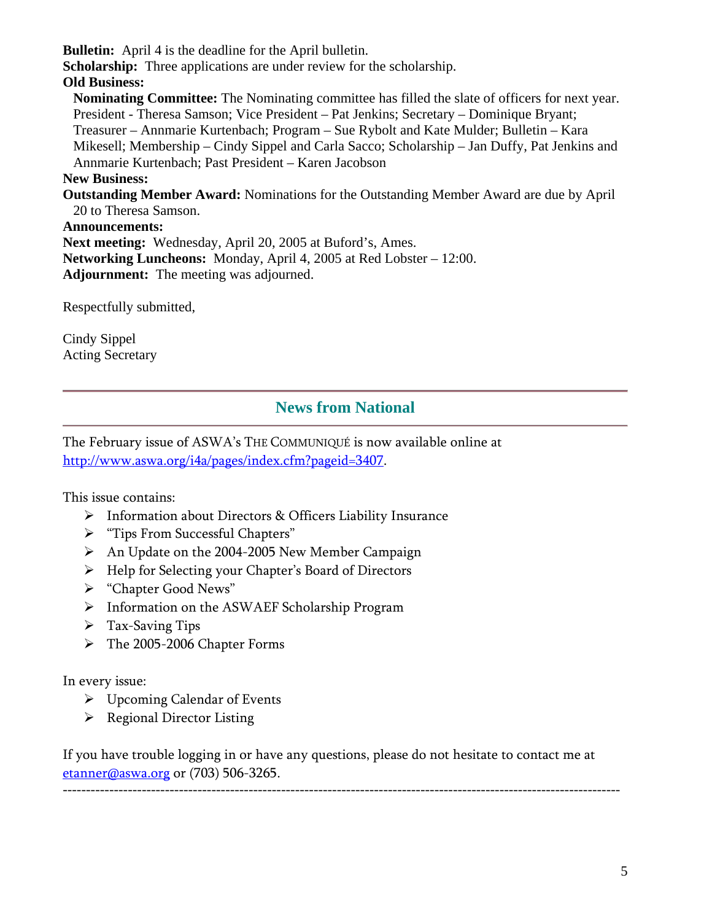**Bulletin:** April 4 is the deadline for the April bulletin.
**Scholarship:** Three applications are under review for the scholarship.
**Old Business:**
**Nominating Committee:** The Nominating committee has filled the slate of officers for next year. President - Theresa Samson; Vice President – Pat Jenkins; Secretary – Dominique Bryant; Treasurer – Annmarie Kurtenbach; Program – Sue Rybolt and Kate Mulder; Bulletin – Kara Mikesell; Membership – Cindy Sippel and Carla Sacco; Scholarship – Jan Duffy, Pat Jenkins and Annmarie Kurtenbach; Past President – Karen Jacobson
**New Business:**
**Outstanding Member Award:** Nominations for the Outstanding Member Award are due by April 20 to Theresa Samson.
**Announcements:**
**Next meeting:** Wednesday, April 20, 2005 at Buford's, Ames.
**Networking Luncheons:** Monday, April 4, 2005 at Red Lobster – 12:00.
**Adjournment:** The meeting was adjourned.

Respectfully submitted,

Cindy Sippel
Acting Secretary

---

## News from National

---

The February issue of ASWA's THE COMMUNIQUÉ is now available online at http://www.aswa.org/i4a/pages/index.cfm?pageid=3407.

This issue contains:

- Information about Directors & Officers Liability Insurance
- "Tips From Successful Chapters"
- An Update on the 2004-2005 New Member Campaign
- Help for Selecting your Chapter's Board of Directors
- "Chapter Good News"
- Information on the ASWAEF Scholarship Program
- Tax-Saving Tips
- The 2005-2006 Chapter Forms

In every issue:

- Upcoming Calendar of Events
- Regional Director Listing

If you have trouble logging in or have any questions, please do not hesitate to contact me at etanner@aswa.org or (703) 506-3265.

---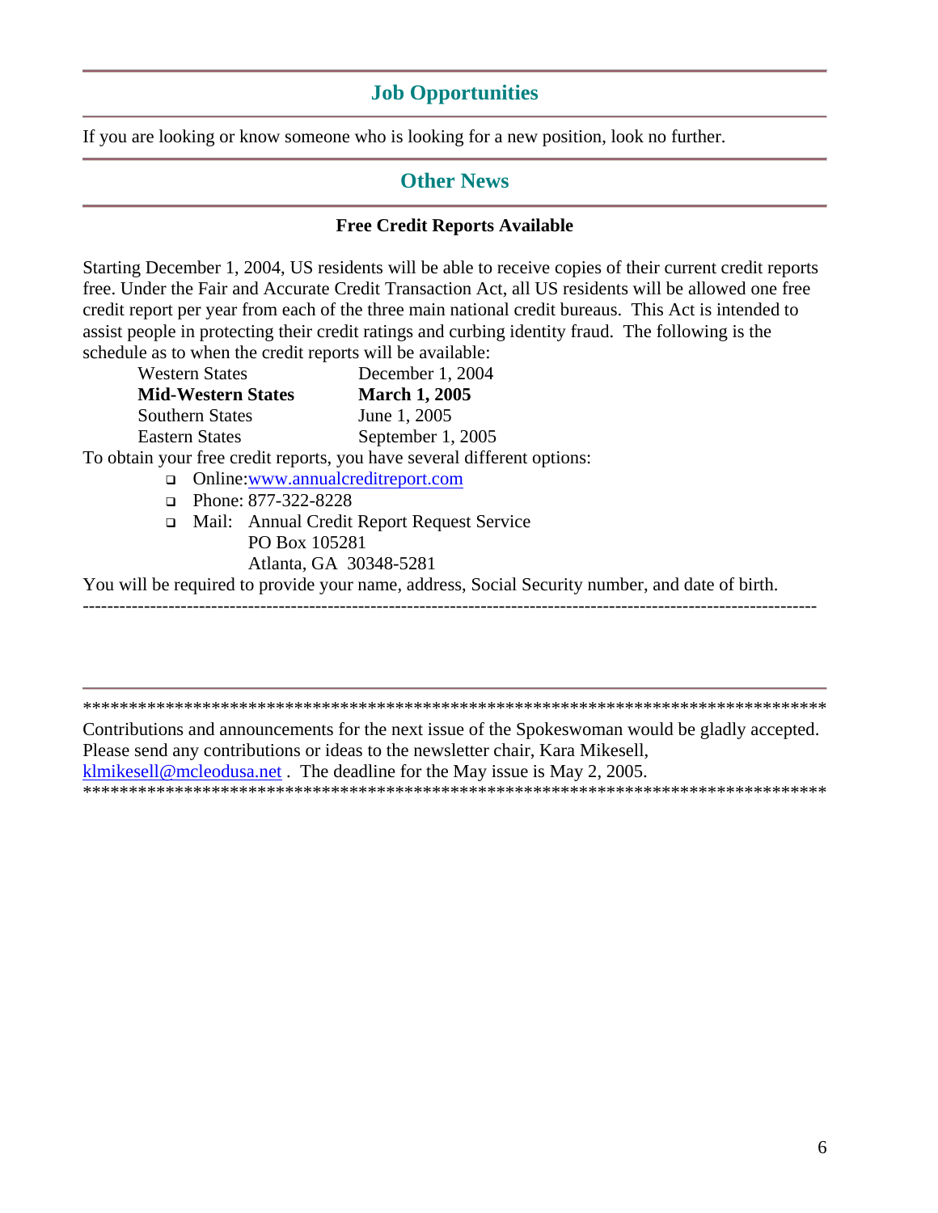## Job Opportunities

If you are looking or know someone who is looking for a new position, look no further.

## Other News

### Free Credit Reports Available

Starting December 1, 2004, US residents will be able to receive copies of their current credit reports free. Under the Fair and Accurate Credit Transaction Act, all US residents will be allowed one free credit report per year from each of the three main national credit bureaus. This Act is intended to assist people in protecting their credit ratings and curbing identity fraud. The following is the schedule as to when the credit reports will be available:

| | |
|---|---|
| Western States | December 1, 2004 |
| **Mid-Western States** | **March 1, 2005** |
| Southern States | June 1, 2005 |
| Eastern States | September 1, 2005 |

To obtain your free credit reports, you have several different options:

- Online: www.annualcreditreport.com
- Phone: 877-322-8228
- Mail: Annual Credit Report Request Service
  PO Box 105281
  Atlanta, GA 30348-5281

You will be required to provide your name, address, Social Security number, and date of birth.

---

---

Contributions and announcements for the next issue of the Spokeswoman would be gladly accepted. Please send any contributions or ideas to the newsletter chair, Kara Mikesell, klmikesell@mcleodusa.net . The deadline for the May issue is May 2, 2005.